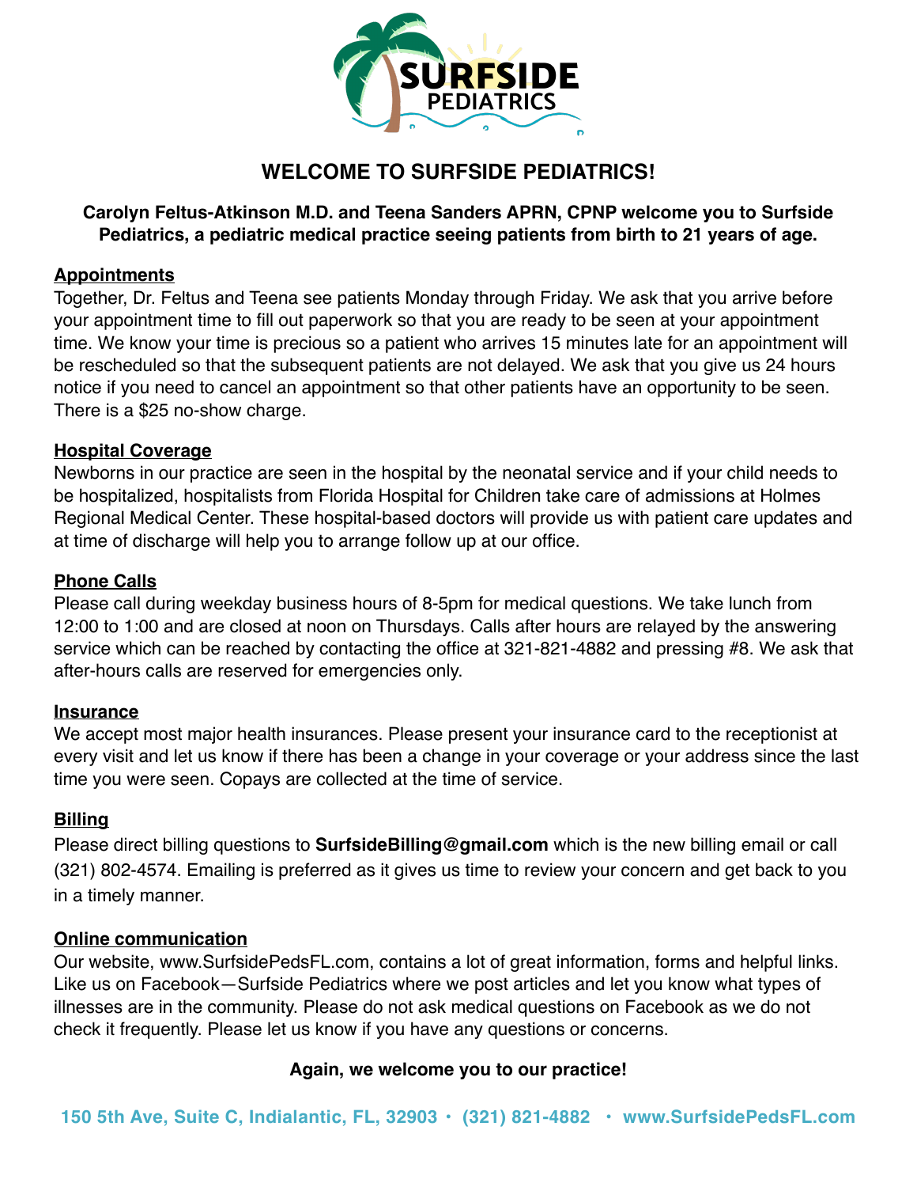SURFSIDE PEDIATRICS

# WELCOME TO SURFSIDE PEDIATRICS!

**Carolyn Feltus-Atkinson M.D. and Teena Sanders APRN, CPNP welcome you to Surfside Pediatrics, a pediatric medical practice seeing patients from birth to 21 years of age.**

## Appointments

Together, Dr. Feltus and Teena see patients Monday through Friday. We ask that you arrive before your appointment time to fill out paperwork so that you are ready to be seen at your appointment time. We know your time is precious so a patient who arrives 15 minutes late for an appointment will be rescheduled so that the subsequent patients are not delayed. We ask that you give us 24 hours notice if you need to cancel an appointment so that other patients have an opportunity to be seen. There is a $25 no-show charge.

## Hospital Coverage

Newborns in our practice are seen in the hospital by the neonatal service and if your child needs to be hospitalized, hospitalists from Florida Hospital for Children take care of admissions at Holmes Regional Medical Center. These hospital-based doctors will provide us with patient care updates and at time of discharge will help you to arrange follow up at our office.

## Phone Calls

Please call during weekday business hours of 8-5pm for medical questions. We take lunch from 12:00 to 1:00 and are closed at noon on Thursdays. Calls after hours are relayed by the answering service which can be reached by contacting the office at 321-821-4882 and pressing #8. We ask that after-hours calls are reserved for emergencies only.

## Insurance

We accept most major health insurances. Please present your insurance card to the receptionist at every visit and let us know if there has been a change in your coverage or your address since the last time you were seen. Copays are collected at the time of service.

## Billing

Please direct billing questions to **SurfsideBilling@gmail.com** which is the new billing email or call (321) 802-4574. Emailing is preferred as it gives us time to review your concern and get back to you in a timely manner.

## Online communication

Our website, www.SurfsidePedsFL.com, contains a lot of great information, forms and helpful links. Like us on Facebook—Surfside Pediatrics where we post articles and let you know what types of illnesses are in the community. Please do not ask medical questions on Facebook as we do not check it frequently. Please let us know if you have any questions or concerns.

**Again, we welcome you to our practice!**

**150 5th Ave, Suite C, Indialantic, FL, 32903 • (321) 821-4882 • www.SurfsidePedsFL.com**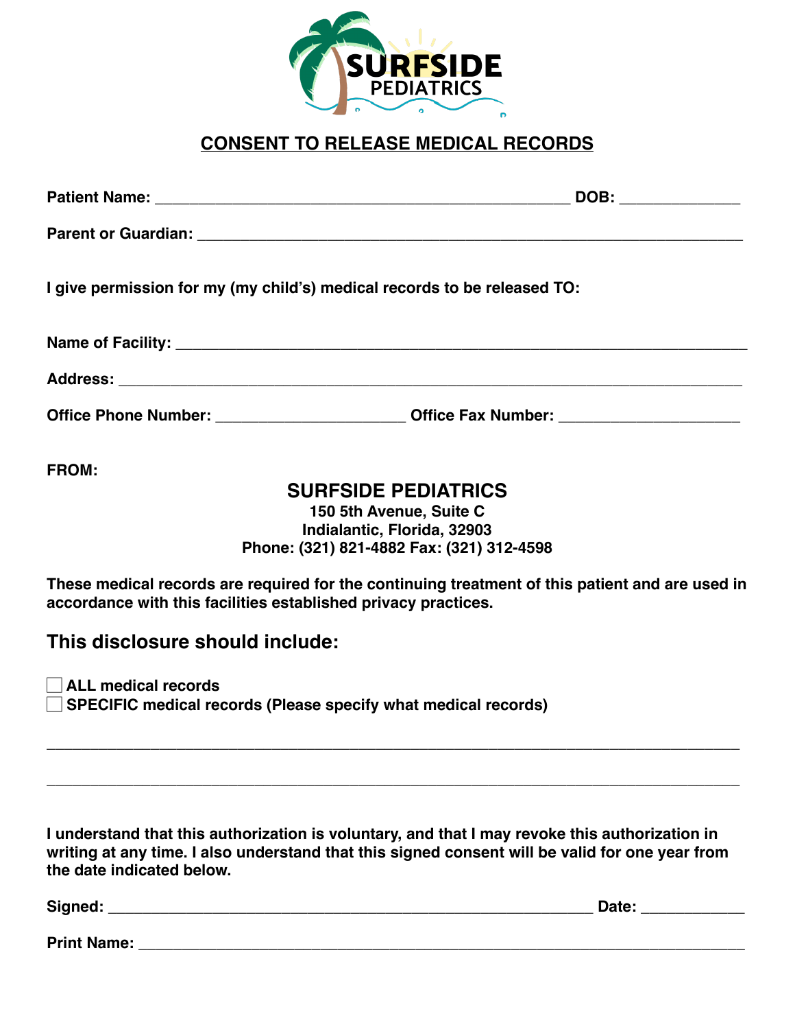SURFSIDE PEDIATRICS

# CONSENT TO RELEASE MEDICAL RECORDS

**Patient Name:** ______________________________________________ **DOB:** _____________

**Parent or Guardian:** _____________________________________________________________

**I give permission for my (my child's) medical records to be released TO:**

**Name of Facility:** _______________________________________________________________

**Address:** ______________________________________________________________________

**Office Phone Number:** _____________________ **Office Fax Number:** ____________________

**FROM:**

**SURFSIDE PEDIATRICS**
**150 5th Avenue, Suite C**
**Indialantic, Florida, 32903**
**Phone: (321) 821-4882 Fax: (321) 312-4598**

**These medical records are required for the continuing treatment of this patient and are used in accordance with this facilities established privacy practices.**

## This disclosure should include:

- ☐ **ALL medical records**
- ☐ **SPECIFIC medical records (Please specify what medical records)**

_____________________________________________________________________________

_____________________________________________________________________________

**I understand that this authorization is voluntary, and that I may revoke this authorization in writing at any time. I also understand that this signed consent will be valid for one year from the date indicated below.**

**Signed:** _______________________________________________________ **Date:** ___________

**Print Name:** ____________________________________________________________________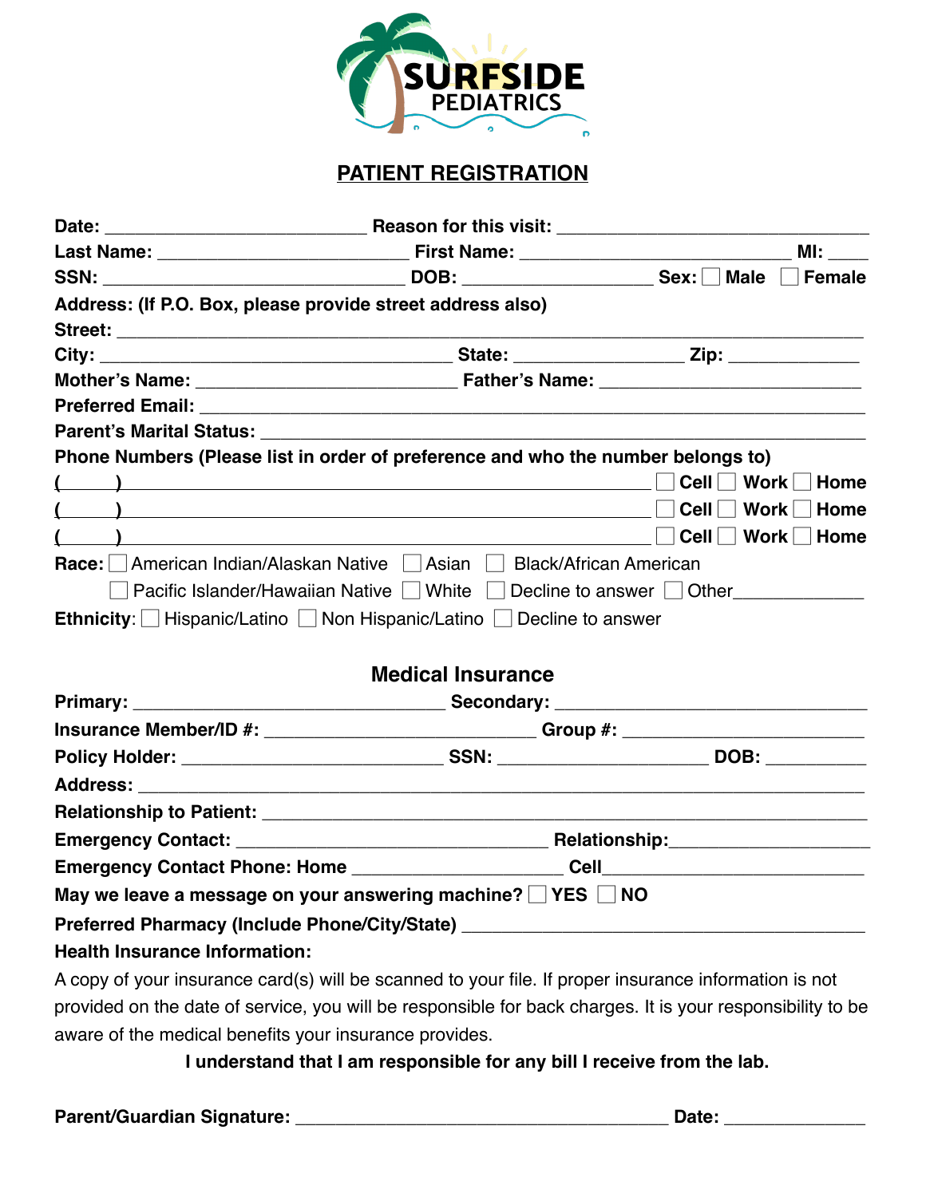SURFSIDE PEDIATRICS

## PATIENT REGISTRATION

**Date:** \_\_\_\_\_\_\_\_\_\_\_\_\_\_\_\_\_\_\_\_\_\_\_\_\_\_ **Reason for this visit:** \_\_\_\_\_\_\_\_\_\_\_\_\_\_\_\_\_\_\_\_\_\_\_\_\_\_\_\_\_\_\_

**Last Name:** \_\_\_\_\_\_\_\_\_\_\_\_\_\_\_\_\_\_\_\_\_\_\_\_\_ **First Name:** \_\_\_\_\_\_\_\_\_\_\_\_\_\_\_\_\_\_\_\_\_\_\_\_\_\_\_ **MI:** \_\_\_\_

**SSN:** \_\_\_\_\_\_\_\_\_\_\_\_\_\_\_\_\_\_\_\_\_\_\_\_\_\_\_\_\_\_ **DOB:** \_\_\_\_\_\_\_\_\_\_\_\_\_\_\_\_\_\_\_ **Sex:** ☐ **Male** ☐ **Female**

**Address: (If P.O. Box, please provide street address also)**

**Street:** \_\_\_\_\_\_\_\_\_\_\_\_\_\_\_\_\_\_\_\_\_\_\_\_\_\_\_\_\_\_\_\_\_\_\_\_\_\_\_\_\_\_\_\_\_\_\_\_\_\_\_\_\_\_\_\_\_\_\_\_\_\_\_\_\_\_\_\_\_\_\_\_

**City:** \_\_\_\_\_\_\_\_\_\_\_\_\_\_\_\_\_\_\_\_\_\_\_\_\_\_\_\_\_\_\_\_\_\_\_ **State:** \_\_\_\_\_\_\_\_\_\_\_\_\_\_\_\_ **Zip:** \_\_\_\_\_\_\_\_\_\_\_\_\_

**Mother's Name:** \_\_\_\_\_\_\_\_\_\_\_\_\_\_\_\_\_\_\_\_\_\_\_\_\_\_ **Father's Name:** \_\_\_\_\_\_\_\_\_\_\_\_\_\_\_\_\_\_\_\_\_\_\_\_\_\_

**Preferred Email:** \_\_\_\_\_\_\_\_\_\_\_\_\_\_\_\_\_\_\_\_\_\_\_\_\_\_\_\_\_\_\_\_\_\_\_\_\_\_\_\_\_\_\_\_\_\_\_\_\_\_\_\_\_\_\_\_\_\_\_\_\_\_\_\_

**Parent's Marital Status:** \_\_\_\_\_\_\_\_\_\_\_\_\_\_\_\_\_\_\_\_\_\_\_\_\_\_\_\_\_\_\_\_\_\_\_\_\_\_\_\_\_\_\_\_\_\_\_\_\_\_\_\_\_\_\_\_\_\_\_\_

**Phone Numbers (Please list in order of preference and who the number belongs to)**

( &nbsp;&nbsp;&nbsp;&nbsp; ) \_\_\_\_\_\_\_\_\_\_\_\_\_\_\_\_\_\_\_\_\_\_\_\_\_\_\_\_\_\_\_\_\_\_\_\_\_\_\_\_\_\_\_\_\_\_\_\_\_\_ ☐ **Cell** ☐ **Work** ☐ **Home**

( &nbsp;&nbsp;&nbsp;&nbsp; ) \_\_\_\_\_\_\_\_\_\_\_\_\_\_\_\_\_\_\_\_\_\_\_\_\_\_\_\_\_\_\_\_\_\_\_\_\_\_\_\_\_\_\_\_\_\_\_\_\_\_ ☐ **Cell** ☐ **Work** ☐ **Home**

( &nbsp;&nbsp;&nbsp;&nbsp; ) \_\_\_\_\_\_\_\_\_\_\_\_\_\_\_\_\_\_\_\_\_\_\_\_\_\_\_\_\_\_\_\_\_\_\_\_\_\_\_\_\_\_\_\_\_\_\_\_\_\_ ☐ **Cell** ☐ **Work** ☐ **Home**

**Race:** ☐ American Indian/Alaskan Native ☐ Asian ☐ Black/African American
☐ Pacific Islander/Hawaiian Native ☐ White ☐ Decline to answer ☐ Other\_\_\_\_\_\_\_\_\_\_\_\_\_

**Ethnicity:** ☐ Hispanic/Latino ☐ Non Hispanic/Latino ☐ Decline to answer

### Medical Insurance

**Primary:** \_\_\_\_\_\_\_\_\_\_\_\_\_\_\_\_\_\_\_\_\_\_\_\_\_\_\_\_\_\_ **Secondary:** \_\_\_\_\_\_\_\_\_\_\_\_\_\_\_\_\_\_\_\_\_\_\_\_\_\_\_\_\_\_

**Insurance Member/ID #:** \_\_\_\_\_\_\_\_\_\_\_\_\_\_\_\_\_\_\_\_\_\_\_\_\_\_ **Group #:** \_\_\_\_\_\_\_\_\_\_\_\_\_\_\_\_\_\_\_\_\_\_\_\_

**Policy Holder:** \_\_\_\_\_\_\_\_\_\_\_\_\_\_\_\_\_\_\_\_\_\_\_\_\_ **SSN:** \_\_\_\_\_\_\_\_\_\_\_\_\_\_\_\_\_\_\_\_ **DOB:** \_\_\_\_\_\_\_\_\_\_

**Address:** \_\_\_\_\_\_\_\_\_\_\_\_\_\_\_\_\_\_\_\_\_\_\_\_\_\_\_\_\_\_\_\_\_\_\_\_\_\_\_\_\_\_\_\_\_\_\_\_\_\_\_\_\_\_\_\_\_\_\_\_\_\_\_\_\_\_\_\_\_\_\_

**Relationship to Patient:** \_\_\_\_\_\_\_\_\_\_\_\_\_\_\_\_\_\_\_\_\_\_\_\_\_\_\_\_\_\_\_\_\_\_\_\_\_\_\_\_\_\_\_\_\_\_\_\_\_\_\_\_\_\_\_\_\_\_\_

**Emergency Contact:** \_\_\_\_\_\_\_\_\_\_\_\_\_\_\_\_\_\_\_\_\_\_\_\_\_\_\_\_\_\_ **Relationship:**\_\_\_\_\_\_\_\_\_\_\_\_\_\_\_\_\_\_\_\_

**Emergency Contact Phone: Home** \_\_\_\_\_\_\_\_\_\_\_\_\_\_\_\_\_\_\_\_ **Cell**\_\_\_\_\_\_\_\_\_\_\_\_\_\_\_\_\_\_\_\_\_\_\_\_\_

**May we leave a message on your answering machine?** ☐ **YES** ☐ **NO**

**Preferred Pharmacy (Include Phone/City/State)** \_\_\_\_\_\_\_\_\_\_\_\_\_\_\_\_\_\_\_\_\_\_\_\_\_\_\_\_\_\_\_\_\_\_\_\_\_\_\_\_

**Health Insurance Information:**

A copy of your insurance card(s) will be scanned to your file. If proper insurance information is not provided on the date of service, you will be responsible for back charges. It is your responsibility to be aware of the medical benefits your insurance provides.

**I understand that I am responsible for any bill I receive from the lab.**

**Parent/Guardian Signature:** \_\_\_\_\_\_\_\_\_\_\_\_\_\_\_\_\_\_\_\_\_\_\_\_\_\_\_\_\_\_\_\_\_\_\_\_ **Date:** \_\_\_\_\_\_\_\_\_\_\_\_\_\_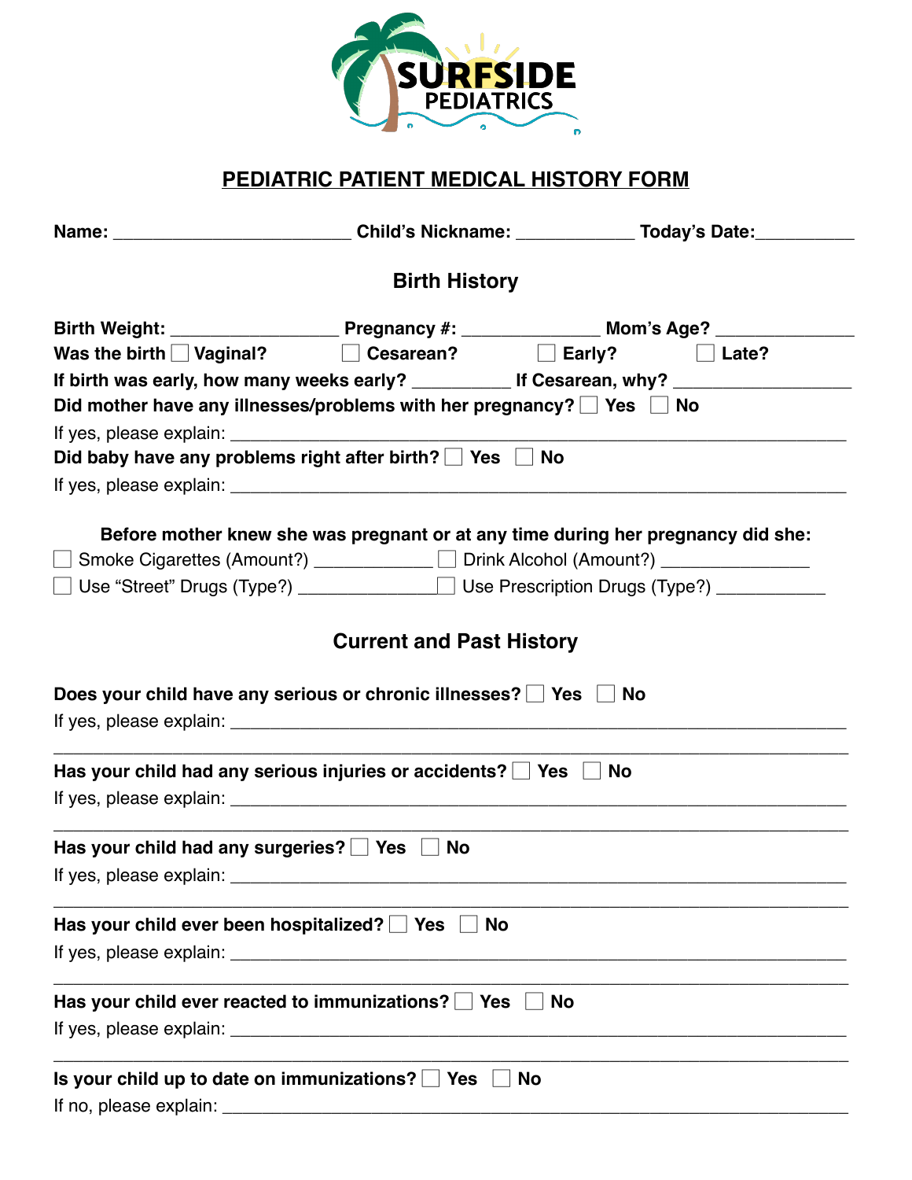SURFSIDE PEDIATRICS

# PEDIATRIC PATIENT MEDICAL HISTORY FORM

**Name:** ________________________ **Child's Nickname:** ____________ **Today's Date:**__________

## Birth History

**Birth Weight:** _________________ **Pregnancy #:** ______________ **Mom's Age?** ______________

**Was the birth** ☐ **Vaginal?** ☐ **Cesarean?** ☐ **Early?** ☐ **Late?**

**If birth was early, how many weeks early?** __________ **If Cesarean, why?** __________________

**Did mother have any illnesses/problems with her pregnancy?** ☐ **Yes** ☐ **No**

If yes, please explain: ________________________________________________________________

**Did baby have any problems right after birth?** ☐ **Yes** ☐ **No**

If yes, please explain: ________________________________________________________________

**Before mother knew she was pregnant or at any time during her pregnancy did she:**

☐ Smoke Cigarettes (Amount?) ____________ ☐ Drink Alcohol (Amount?) _______________

☐ Use "Street" Drugs (Type?) _______________ ☐ Use Prescription Drugs (Type?) ___________

## Current and Past History

**Does your child have any serious or chronic illnesses?** ☐ **Yes** ☐ **No**

If yes, please explain: ________________________________________________________________

________________________________________________________________________________

**Has your child had any serious injuries or accidents?** ☐ **Yes** ☐ **No**

If yes, please explain: ________________________________________________________________

________________________________________________________________________________

**Has your child had any surgeries?** ☐ **Yes** ☐ **No**

If yes, please explain: ________________________________________________________________

________________________________________________________________________________

**Has your child ever been hospitalized?** ☐ **Yes** ☐ **No**

If yes, please explain: ________________________________________________________________

________________________________________________________________________________

**Has your child ever reacted to immunizations?** ☐ **Yes** ☐ **No**

If yes, please explain: ________________________________________________________________

________________________________________________________________________________

**Is your child up to date on immunizations?** ☐ **Yes** ☐ **No**

If no, please explain: _________________________________________________________________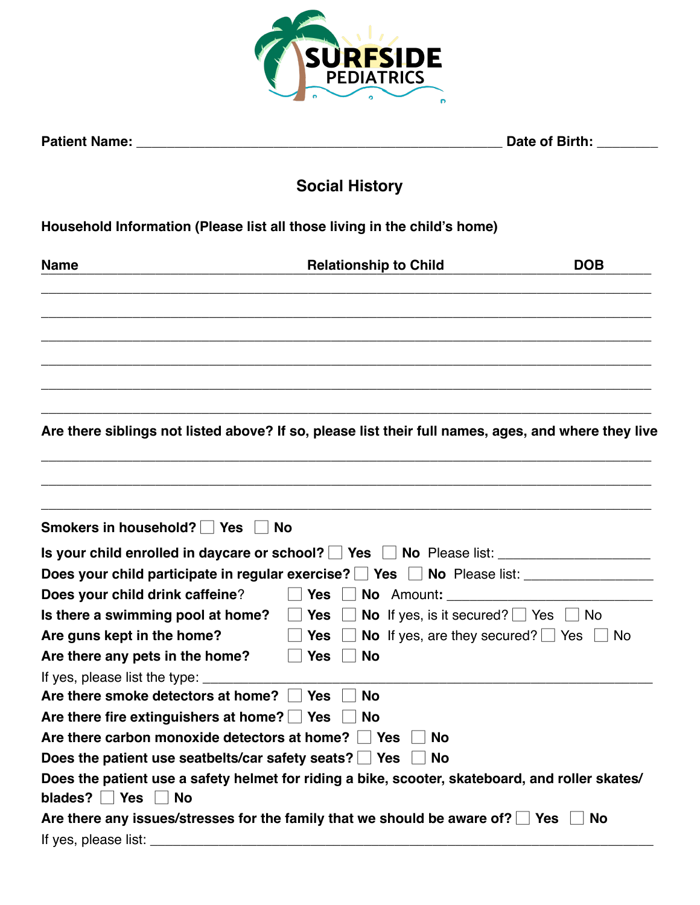**SURFSIDE PEDIATRICS**

**Patient Name:** ______________________________________________ **Date of Birth:** ________

## Social History

**Household Information (Please list all those living in the child's home)**

| Name | Relationship to Child | DOB |
|---|---|---|
| | | |
| | | |
| | | |
| | | |
| | | |
| | | |

**Are there siblings not listed above? If so, please list their full names, ages, and where they live**

_____________________________________________________________________________

_____________________________________________________________________________

_____________________________________________________________________________

**Smokers in household?** ☐ **Yes** ☐ **No**

**Is your child enrolled in daycare or school?** ☐ **Yes** ☐ **No** Please list: ____________________

**Does your child participate in regular exercise?** ☐ **Yes** ☐ **No** Please list: ________________

**Does your child drink caffeine**? ☐ **Yes** ☐ **No** Amount**:** _________________________

**Is there a swimming pool at home?** ☐ **Yes** ☐ **No** If yes, is it secured? ☐ Yes ☐ No

**Are guns kept in the home?** ☐ **Yes** ☐ **No** If yes, are they secured? ☐ Yes ☐ No

**Are there any pets in the home?** ☐ **Yes** ☐ **No**

If yes, please list the type: _______________________________________________________

**Are there smoke detectors at home?** ☐ **Yes** ☐ **No**

**Are there fire extinguishers at home?** ☐ **Yes** ☐ **No**

**Are there carbon monoxide detectors at home?** ☐ **Yes** ☐ **No**

**Does the patient use seatbelts/car safety seats?** ☐ **Yes** ☐ **No**

**Does the patient use a safety helmet for riding a bike, scooter, skateboard, and roller skates/ blades?** ☐ **Yes** ☐ **No**

**Are there any issues/stresses for the family that we should be aware of?** ☐ **Yes** ☐ **No**

If yes, please list: ____________________________________________________________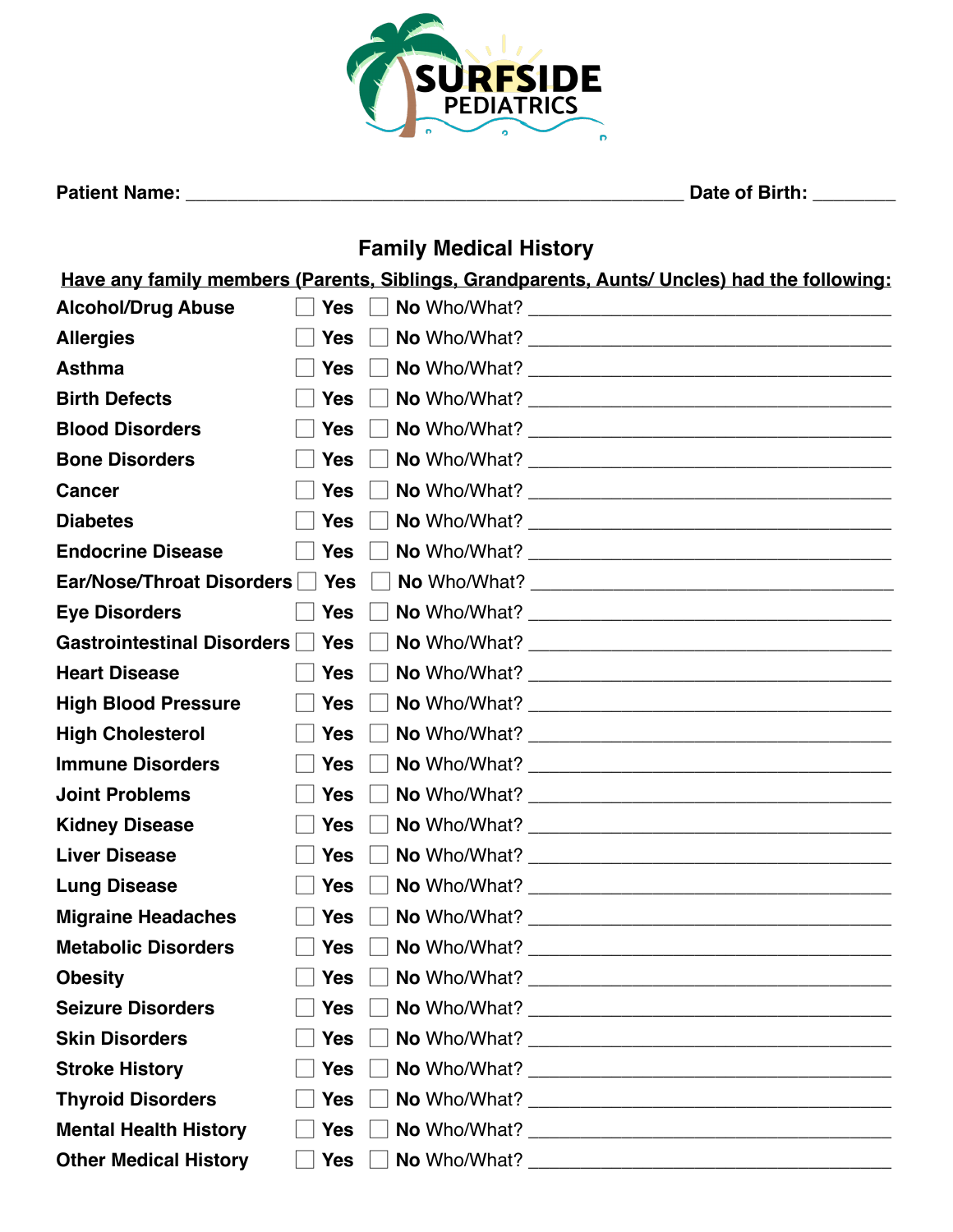SURFSIDE PEDIATRICS

**Patient Name:** ______________________________ **Date of Birth:** ________

## Family Medical History

**Have any family members (Parents, Siblings, Grandparents, Aunts/ Uncles) had the following:**

| Condition | Yes | No | Who/What? |
|---|---|---|---|
| **Alcohol/Drug Abuse** | ☐ **Yes** | ☐ **No** | Who/What? ______________________ |
| **Allergies** | ☐ **Yes** | ☐ **No** | Who/What? ______________________ |
| **Asthma** | ☐ **Yes** | ☐ **No** | Who/What? ______________________ |
| **Birth Defects** | ☐ **Yes** | ☐ **No** | Who/What? ______________________ |
| **Blood Disorders** | ☐ **Yes** | ☐ **No** | Who/What? ______________________ |
| **Bone Disorders** | ☐ **Yes** | ☐ **No** | Who/What? ______________________ |
| **Cancer** | ☐ **Yes** | ☐ **No** | Who/What? ______________________ |
| **Diabetes** | ☐ **Yes** | ☐ **No** | Who/What? ______________________ |
| **Endocrine Disease** | ☐ **Yes** | ☐ **No** | Who/What? ______________________ |
| **Ear/Nose/Throat Disorders** | ☐ **Yes** | ☐ **No** | Who/What? ______________________ |
| **Eye Disorders** | ☐ **Yes** | ☐ **No** | Who/What? ______________________ |
| **Gastrointestinal Disorders** | ☐ **Yes** | ☐ **No** | Who/What? ______________________ |
| **Heart Disease** | ☐ **Yes** | ☐ **No** | Who/What? ______________________ |
| **High Blood Pressure** | ☐ **Yes** | ☐ **No** | Who/What? ______________________ |
| **High Cholesterol** | ☐ **Yes** | ☐ **No** | Who/What? ______________________ |
| **Immune Disorders** | ☐ **Yes** | ☐ **No** | Who/What? ______________________ |
| **Joint Problems** | ☐ **Yes** | ☐ **No** | Who/What? ______________________ |
| **Kidney Disease** | ☐ **Yes** | ☐ **No** | Who/What? ______________________ |
| **Liver Disease** | ☐ **Yes** | ☐ **No** | Who/What? ______________________ |
| **Lung Disease** | ☐ **Yes** | ☐ **No** | Who/What? ______________________ |
| **Migraine Headaches** | ☐ **Yes** | ☐ **No** | Who/What? ______________________ |
| **Metabolic Disorders** | ☐ **Yes** | ☐ **No** | Who/What? ______________________ |
| **Obesity** | ☐ **Yes** | ☐ **No** | Who/What? ______________________ |
| **Seizure Disorders** | ☐ **Yes** | ☐ **No** | Who/What? ______________________ |
| **Skin Disorders** | ☐ **Yes** | ☐ **No** | Who/What? ______________________ |
| **Stroke History** | ☐ **Yes** | ☐ **No** | Who/What? ______________________ |
| **Thyroid Disorders** | ☐ **Yes** | ☐ **No** | Who/What? ______________________ |
| **Mental Health History** | ☐ **Yes** | ☐ **No** | Who/What? ______________________ |
| **Other Medical History** | ☐ **Yes** | ☐ **No** | Who/What? ______________________ |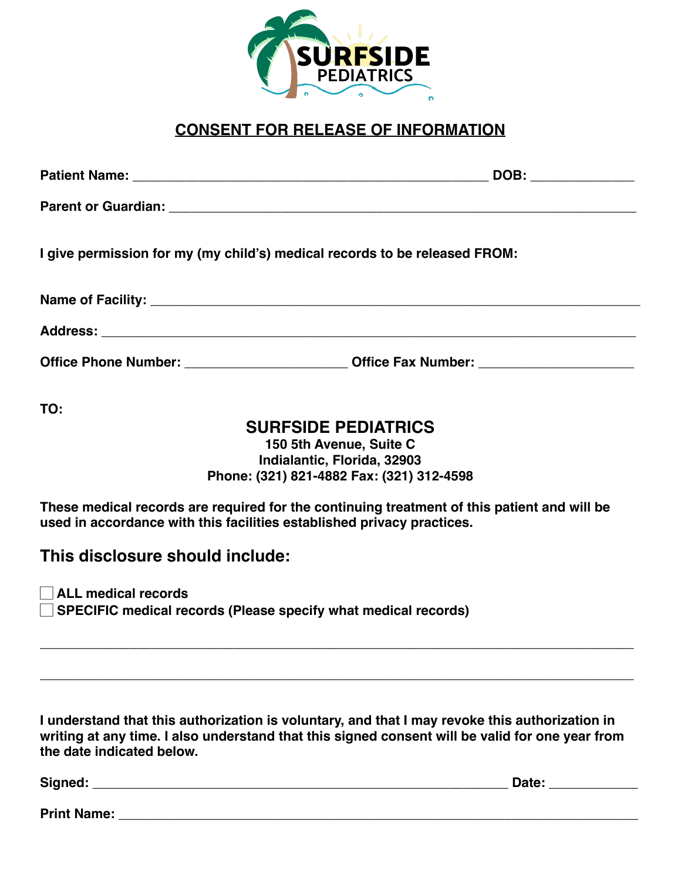SURFSIDE PEDIATRICS

## CONSENT FOR RELEASE OF INFORMATION

**Patient Name:** _______________________________________________ **DOB:** ______________

**Parent or Guardian:** _______________________________________________________________

**I give permission for my (my child's) medical records to be released FROM:**

**Name of Facility:** _________________________________________________________________

**Address:** _________________________________________________________________________

**Office Phone Number:** ______________________ **Office Fax Number:** ______________________

**TO:**

**SURFSIDE PEDIATRICS**
**150 5th Avenue, Suite C**
**Indialantic, Florida, 32903**
**Phone: (321) 821-4882 Fax: (321) 312-4598**

**These medical records are required for the continuing treatment of this patient and will be used in accordance with this facilities established privacy practices.**

## This disclosure should include:

☐ **ALL medical records**
☐ **SPECIFIC medical records (Please specify what medical records)**

_____________________________________________________________________________________

_____________________________________________________________________________________

**I understand that this authorization is voluntary, and that I may revoke this authorization in writing at any time. I also understand that this signed consent will be valid for one year from the date indicated below.**

**Signed:** ________________________________________________________ **Date:** ____________

**Print Name:** ______________________________________________________________________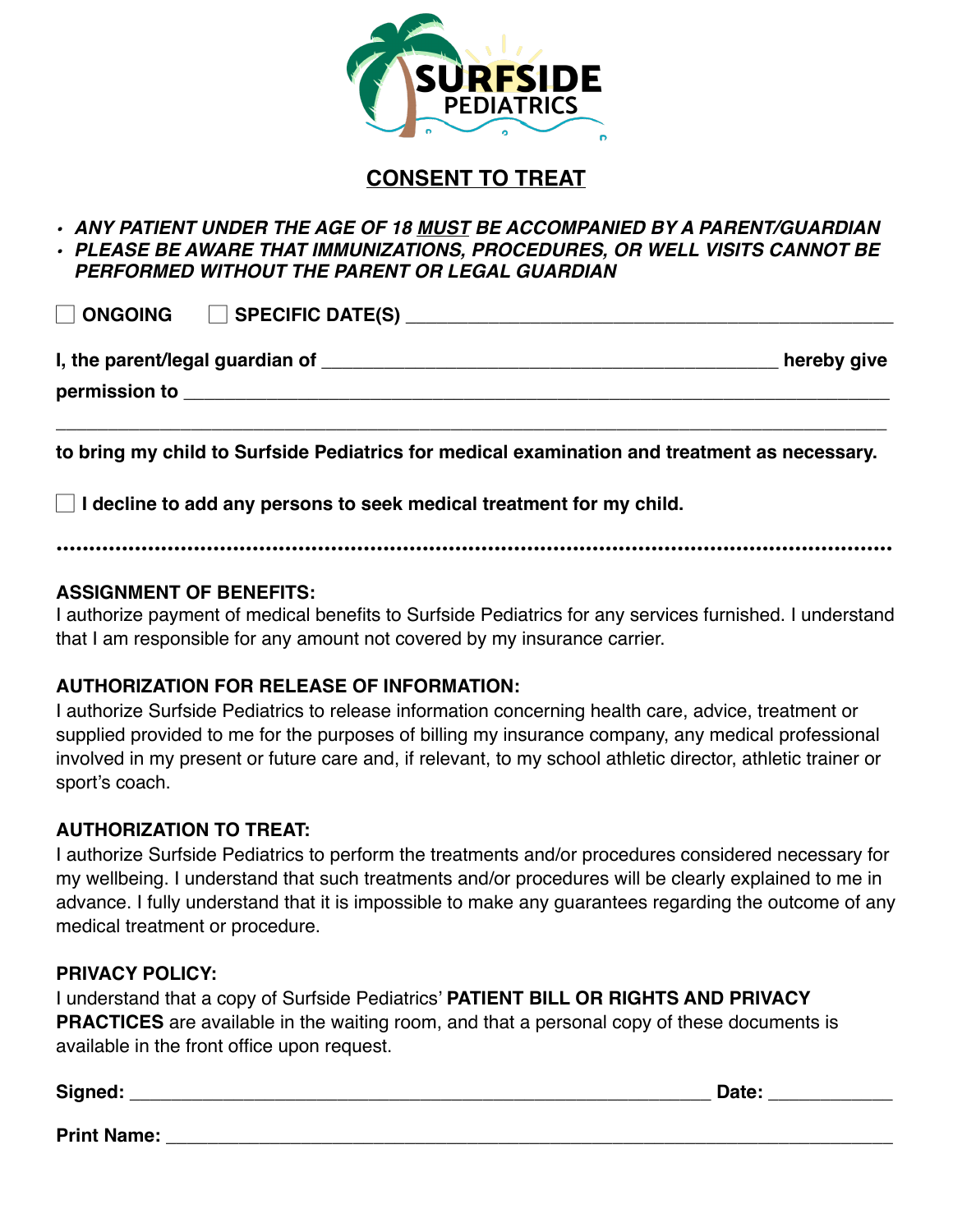SURFSIDE PEDIATRICS

## CONSENT TO TREAT

- ***ANY PATIENT UNDER THE AGE OF 18 MUST BE ACCOMPANIED BY A PARENT/GUARDIAN***
- ***PLEASE BE AWARE THAT IMMUNIZATIONS, PROCEDURES, OR WELL VISITS CANNOT BE PERFORMED WITHOUT THE PARENT OR LEGAL GUARDIAN***

☐ **ONGOING** ☐ **SPECIFIC DATE(S)** ____________________________________________

**I, the parent/legal guardian of** ____________________________________________ **hereby give permission to** ________________________________________________________________

________________________________________________________________________________

**to bring my child to Surfside Pediatrics for medical examination and treatment as necessary.**

☐ **I decline to add any persons to seek medical treatment for my child.**

••••••••••••••••••••••••••••••••••••••••••••••••••••••••••••••••••••••••••••••••••••••••••••••••••••••••••••••••••••

**ASSIGNMENT OF BENEFITS:**
I authorize payment of medical benefits to Surfside Pediatrics for any services furnished. I understand that I am responsible for any amount not covered by my insurance carrier.

**AUTHORIZATION FOR RELEASE OF INFORMATION:**
I authorize Surfside Pediatrics to release information concerning health care, advice, treatment or supplied provided to me for the purposes of billing my insurance company, any medical professional involved in my present or future care and, if relevant, to my school athletic director, athletic trainer or sport's coach.

**AUTHORIZATION TO TREAT:**
I authorize Surfside Pediatrics to perform the treatments and/or procedures considered necessary for my wellbeing. I understand that such treatments and/or procedures will be clearly explained to me in advance. I fully understand that it is impossible to make any guarantees regarding the outcome of any medical treatment or procedure.

**PRIVACY POLICY:**
I understand that a copy of Surfside Pediatrics' **PATIENT BILL OR RIGHTS AND PRIVACY PRACTICES** are available in the waiting room, and that a personal copy of these documents is available in the front office upon request.

**Signed:** ________________________________________________________ **Date:** ____________

**Print Name:** ______________________________________________________________________